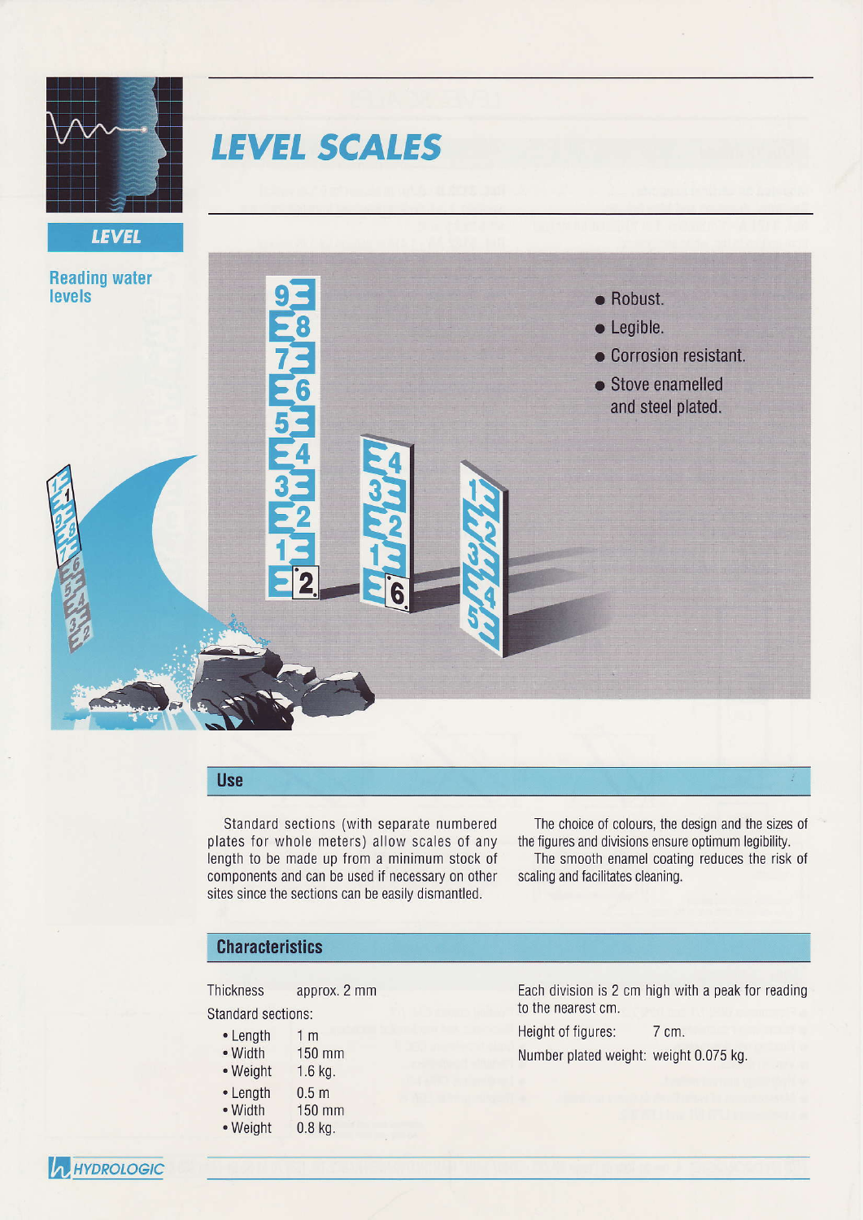# LEVEL SCALES

**LEVEL**

**Reading water levels**

- Robust.
- Legible.
- Corrosion resistant.
- Stove enamelled and steel plated.

## Use

Standard sections (with separate numbered plates for whole meters) allow scales of any length to be made up from a minimum stock of components and can be used if necessary on other sites since the sections can be easily dismantled.

The choice of colours, the design and the sizes of the figures and divisions ensure optimum legibility.

The smooth enamel coating reduces the risk of scaling and facilitates cleaning.

## Characteristics

Thickness approx. 2 mm

Standard sections:

- Length 1 m
- Width 150 mm
- Weight 1.6 kg.

- Length 0.5 m
- Width 150 mm
- Weight 0.8 kg.

Each division is 2 cm high with a peak for reading to the nearest cm.

Height of figures: 7 cm.

Number plated weight: weight 0.075 kg.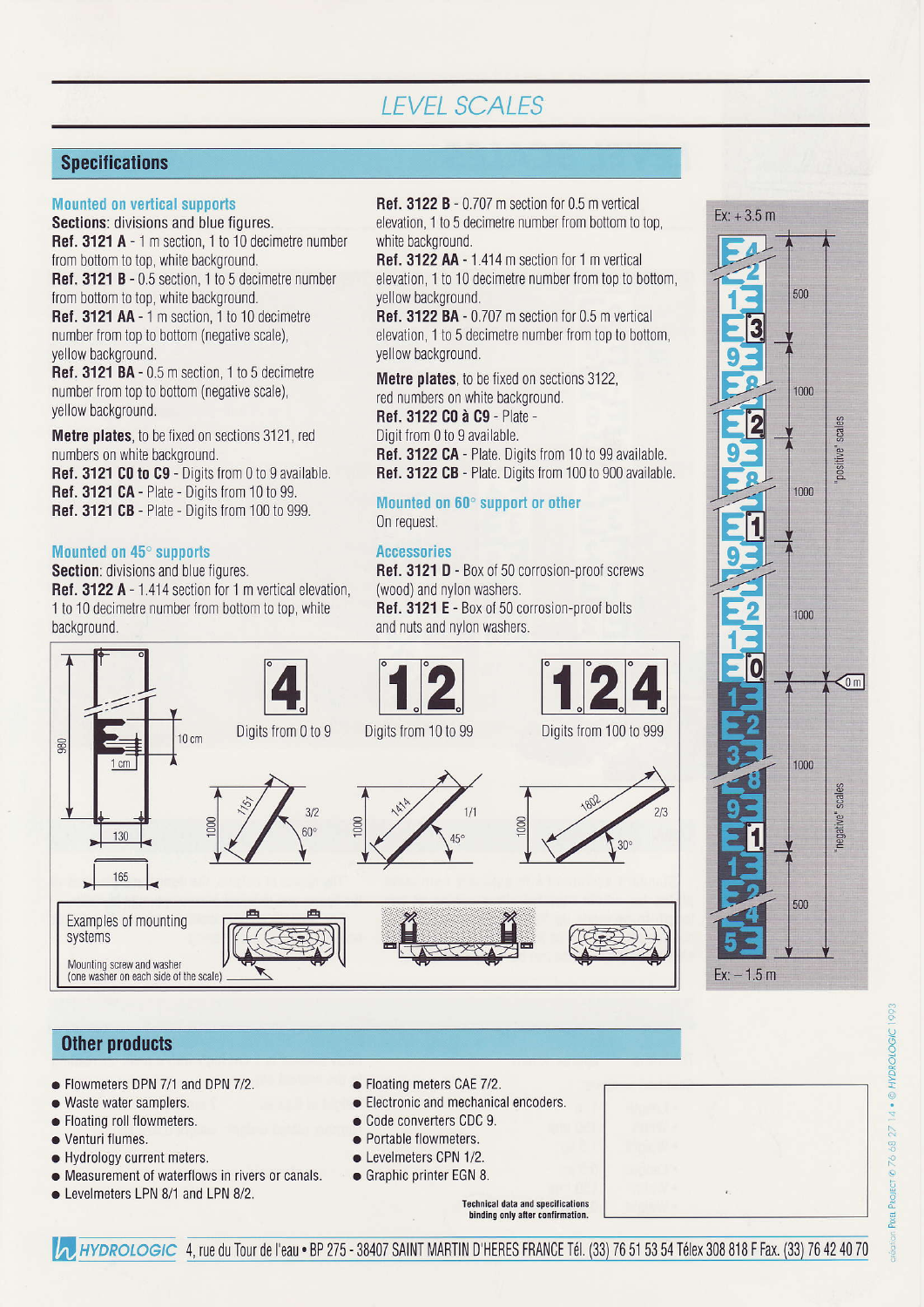# LEVEL SCALES

## Specifications

### Mounted on vertical supports

**Sections**: divisions and blue figures.
**Ref. 3121 A** - 1 m section, 1 to 10 decimetre number from bottom to top, white background.
**Ref. 3121 B** - 0.5 section, 1 to 5 decimetre number from bottom to top, white background.
**Ref. 3121 AA** - 1 m section, 1 to 10 decimetre number from top to bottom (negative scale), yellow background.
**Ref. 3121 BA** - 0.5 m section, 1 to 5 decimetre number from top to bottom (negative scale), yellow background.

**Metre plates**, to be fixed on sections 3121, red numbers on white background.
**Ref. 3121 C0 to C9** - Digits from 0 to 9 available.
**Ref. 3121 CA** - Plate - Digits from 10 to 99.
**Ref. 3121 CB** - Plate - Digits from 100 to 999.

### Mounted on 45° supports

**Section**: divisions and blue figures.
**Ref. 3122 A** - 1.414 section for 1 m vertical elevation, 1 to 10 decimetre number from bottom to top, white background.
**Ref. 3122 B** - 0.707 m section for 0.5 m vertical elevation, 1 to 5 decimetre number from bottom to top, white background.
**Ref. 3122 AA** - 1.414 m section for 1 m vertical elevation, 1 to 10 decimetre number from top to bottom, yellow background.
**Ref. 3122 BA** - 0.707 m section for 0.5 m vertical elevation, 1 to 5 decimetre number from top to bottom, yellow background.

**Metre plates**, to be fixed on sections 3122, red numbers on white background.
**Ref. 3122 C0 à C9** - Plate - Digit from 0 to 9 available.
**Ref. 3122 CA** - Plate. Digits from 10 to 99 available.
**Ref. 3122 CB** - Plate. Digits from 100 to 900 available.

### Mounted on 60° support or other

On request.

### Accessories

**Ref. 3121 D** - Box of 50 corrosion-proof screws (wood) and nylon washers.
**Ref. 3121 E** - Box of 50 corrosion-proof bolts and nuts and nylon washers.

980
10 cm
1 cm
130
165

4
Digits from 0 to 9

12
Digits from 10 to 99

124
Digits from 100 to 999

1000
1151
3/2
60°

1000
1414
1/1
45°

1000
1802
2/3
30°

Examples of mounting systems

Mounting screw and washer (one washer on each side of the scale)

Ex: + 3.5 m
500
1000
1000
1000
"positive" scales
0 m
1000
500
"negative" scales
Ex: – 1.5 m

## Other products

- Flowmeters DPN 7/1 and DPN 7/2.
- Waste water samplers.
- Floating roll flowmeters.
- Venturi flumes.
- Hydrology current meters.
- Measurement of waterflows in rivers or canals.
- Levelmeters LPN 8/1 and LPN 8/2.
- Floating meters CAE 7/2.
- Electronic and mechanical encoders.
- Code converters CDC 9.
- Portable flowmeters.
- Levelmeters CPN 1/2.
- Graphic printer EGN 8.

**Technical data and specifications binding only after confirmation.**

HYDROLOGIC 4, rue du Tour de l'eau • BP 275 - 38407 SAINT MARTIN D'HERES FRANCE Tél. (33) 76 51 53 54 Télex 308 818 F Fax. (33) 76 42 40 70

création Pixel Project ☎ 76 68 27 14 • © HYDROLOGIC 1993